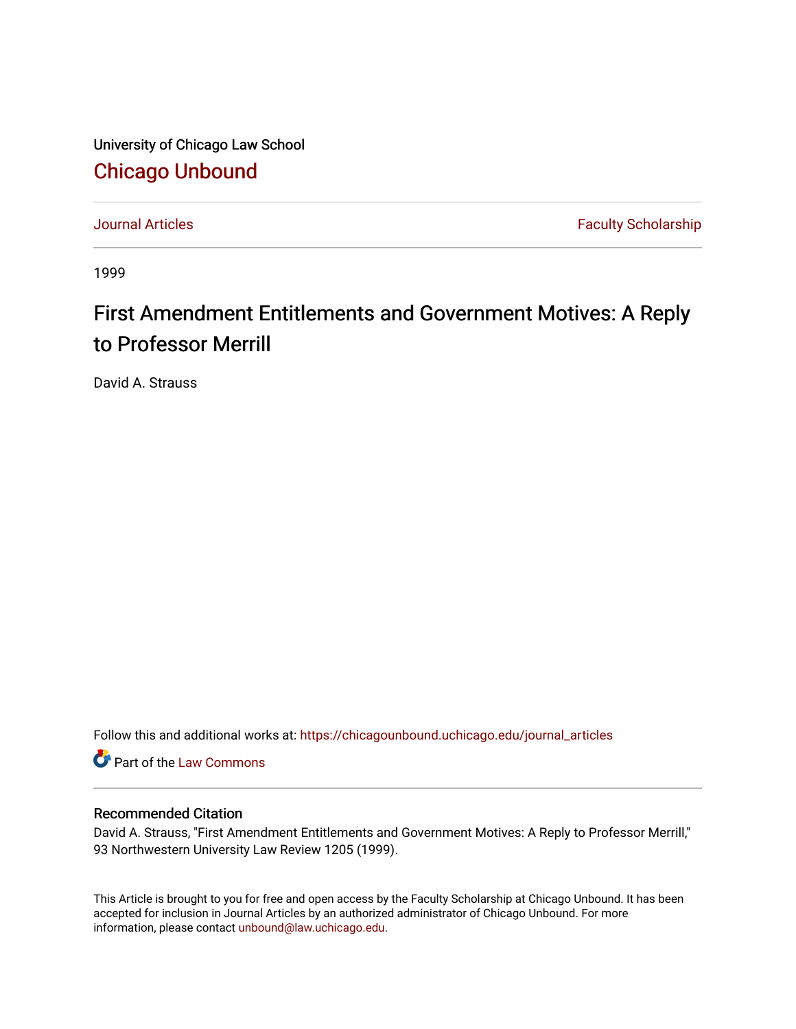University of Chicago Law School

Chicago Unbound

Journal Articles | Faculty Scholarship

1999

# First Amendment Entitlements and Government Motives: A Reply to Professor Merrill

David A. Strauss

Follow this and additional works at: https://chicagounbound.uchicago.edu/journal_articles

Part of the Law Commons

### Recommended Citation

David A. Strauss, "First Amendment Entitlements and Government Motives: A Reply to Professor Merrill," 93 Northwestern University Law Review 1205 (1999).

This Article is brought to you for free and open access by the Faculty Scholarship at Chicago Unbound. It has been accepted for inclusion in Journal Articles by an authorized administrator of Chicago Unbound. For more information, please contact unbound@law.uchicago.edu.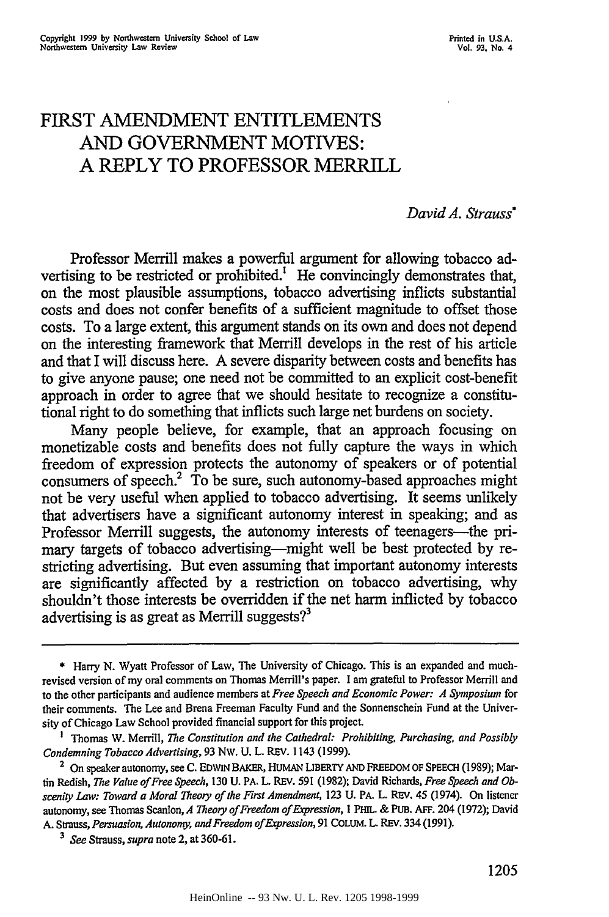# FIRST AMENDMENT ENTITLEMENTS AND GOVERNMENT MOTIVES: A REPLY TO PROFESSOR MERRILL

*David A. Strauss*\*

Professor Merrill makes a powerful argument for allowing tobacco advertising to be restricted or prohibited.[1] He convincingly demonstrates that, on the most plausible assumptions, tobacco advertising inflicts substantial costs and does not confer benefits of a sufficient magnitude to offset those costs. To a large extent, this argument stands on its own and does not depend on the interesting framework that Merrill develops in the rest of his article and that I will discuss here. A severe disparity between costs and benefits has to give anyone pause; one need not be committed to an explicit cost-benefit approach in order to agree that we should hesitate to recognize a constitutional right to do something that inflicts such large net burdens on society.

Many people believe, for example, that an approach focusing on monetizable costs and benefits does not fully capture the ways in which freedom of expression protects the autonomy of speakers or of potential consumers of speech.[2] To be sure, such autonomy-based approaches might not be very useful when applied to tobacco advertising. It seems unlikely that advertisers have a significant autonomy interest in speaking; and as Professor Merrill suggests, the autonomy interests of teenagers—the primary targets of tobacco advertising—might well be best protected by restricting advertising. But even assuming that important autonomy interests are significantly affected by a restriction on tobacco advertising, why shouldn't those interests be overridden if the net harm inflicted by tobacco advertising is as great as Merrill suggests?[3]

---

\* Harry N. Wyatt Professor of Law, The University of Chicago. This is an expanded and much-revised version of my oral comments on Thomas Merrill's paper. I am grateful to Professor Merrill and to the other participants and audience members at *Free Speech and Economic Power: A Symposium* for their comments. The Lee and Brena Freeman Faculty Fund and the Sonnenschein Fund at the University of Chicago Law School provided financial support for this project.

[1] Thomas W. Merrill, *The Constitution and the Cathedral: Prohibiting, Purchasing, and Possibly Condemning Tobacco Advertising*, 93 NW. U. L. REV. 1143 (1999).

[2] On speaker autonomy, see C. EDWIN BAKER, HUMAN LIBERTY AND FREEDOM OF SPEECH (1989); Martin Redish, *The Value of Free Speech*, 130 U. PA. L. REV. 591 (1982); David Richards, *Free Speech and Obscenity Law: Toward a Moral Theory of the First Amendment*, 123 U. PA. L. REV. 45 (1974). On listener autonomy, see Thomas Scanlon, *A Theory of Freedom of Expression*, 1 PHIL. & PUB. AFF. 204 (1972); David A. Strauss, *Persuasion, Autonomy, and Freedom of Expression*, 91 COLUM. L. REV. 334 (1991).

[3] *See* Strauss, *supra* note 2, at 360-61.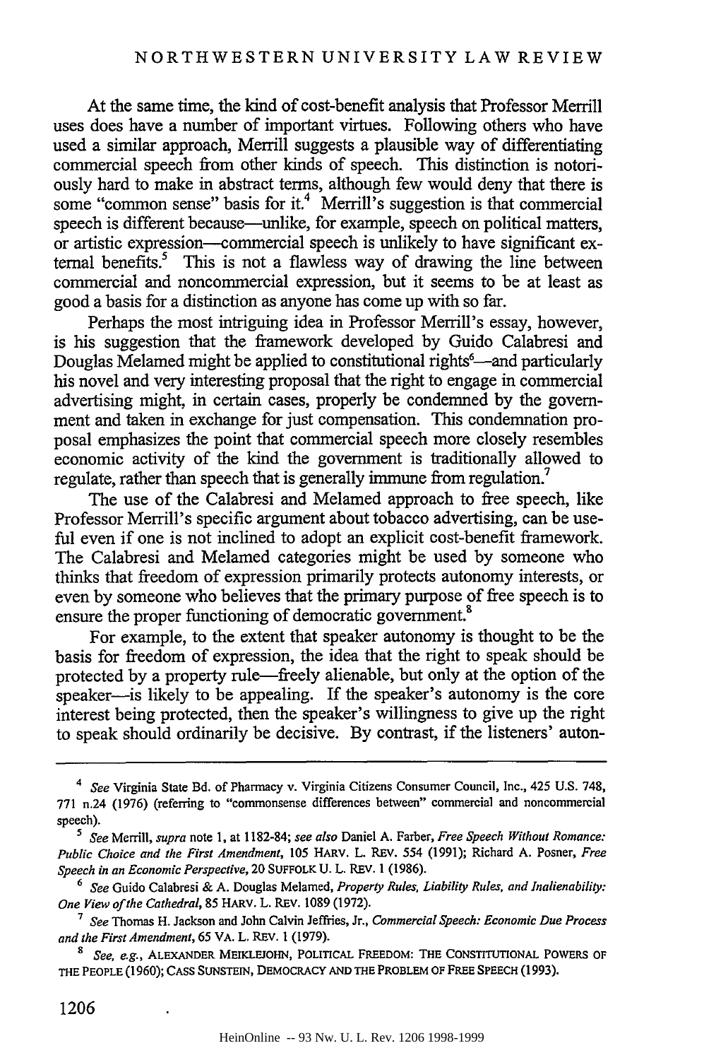At the same time, the kind of cost-benefit analysis that Professor Merrill uses does have a number of important virtues. Following others who have used a similar approach, Merrill suggests a plausible way of differentiating commercial speech from other kinds of speech. This distinction is notoriously hard to make in abstract terms, although few would deny that there is some "common sense" basis for it.[4] Merrill's suggestion is that commercial speech is different because—unlike, for example, speech on political matters, or artistic expression—commercial speech is unlikely to have significant external benefits.[5] This is not a flawless way of drawing the line between commercial and noncommercial expression, but it seems to be at least as good a basis for a distinction as anyone has come up with so far.

Perhaps the most intriguing idea in Professor Merrill's essay, however, is his suggestion that the framework developed by Guido Calabresi and Douglas Melamed might be applied to constitutional rights[6]—and particularly his novel and very interesting proposal that the right to engage in commercial advertising might, in certain cases, properly be condemned by the government and taken in exchange for just compensation. This condemnation proposal emphasizes the point that commercial speech more closely resembles economic activity of the kind the government is traditionally allowed to regulate, rather than speech that is generally immune from regulation.[7]

The use of the Calabresi and Melamed approach to free speech, like Professor Merrill's specific argument about tobacco advertising, can be useful even if one is not inclined to adopt an explicit cost-benefit framework. The Calabresi and Melamed categories might be used by someone who thinks that freedom of expression primarily protects autonomy interests, or even by someone who believes that the primary purpose of free speech is to ensure the proper functioning of democratic government.[8]

For example, to the extent that speaker autonomy is thought to be the basis for freedom of expression, the idea that the right to speak should be protected by a property rule—freely alienable, but only at the option of the speaker—is likely to be appealing. If the speaker's autonomy is the core interest being protected, then the speaker's willingness to give up the right to speak should ordinarily be decisive. By contrast, if the listeners' auton-

---

[4] *See* Virginia State Bd. of Pharmacy v. Virginia Citizens Consumer Council, Inc., 425 U.S. 748, 771 n.24 (1976) (referring to "commonsense differences between" commercial and noncommercial speech).

[5] *See* Merrill, *supra* note 1, at 1182-84; *see also* Daniel A. Farber, *Free Speech Without Romance: Public Choice and the First Amendment*, 105 HARV. L. REV. 554 (1991); Richard A. Posner, *Free Speech in an Economic Perspective*, 20 SUFFOLK U. L. REV. 1 (1986).

[6] *See* Guido Calabresi & A. Douglas Melamed, *Property Rules, Liability Rules, and Inalienability: One View of the Cathedral*, 85 HARV. L. REV. 1089 (1972).

[7] *See* Thomas H. Jackson and John Calvin Jeffries, Jr., *Commercial Speech: Economic Due Process and the First Amendment*, 65 VA. L. REV. 1 (1979).

[8] *See, e.g.*, ALEXANDER MEIKLEJOHN, POLITICAL FREEDOM: THE CONSTITUTIONAL POWERS OF THE PEOPLE (1960); CASS SUNSTEIN, DEMOCRACY AND THE PROBLEM OF FREE SPEECH (1993).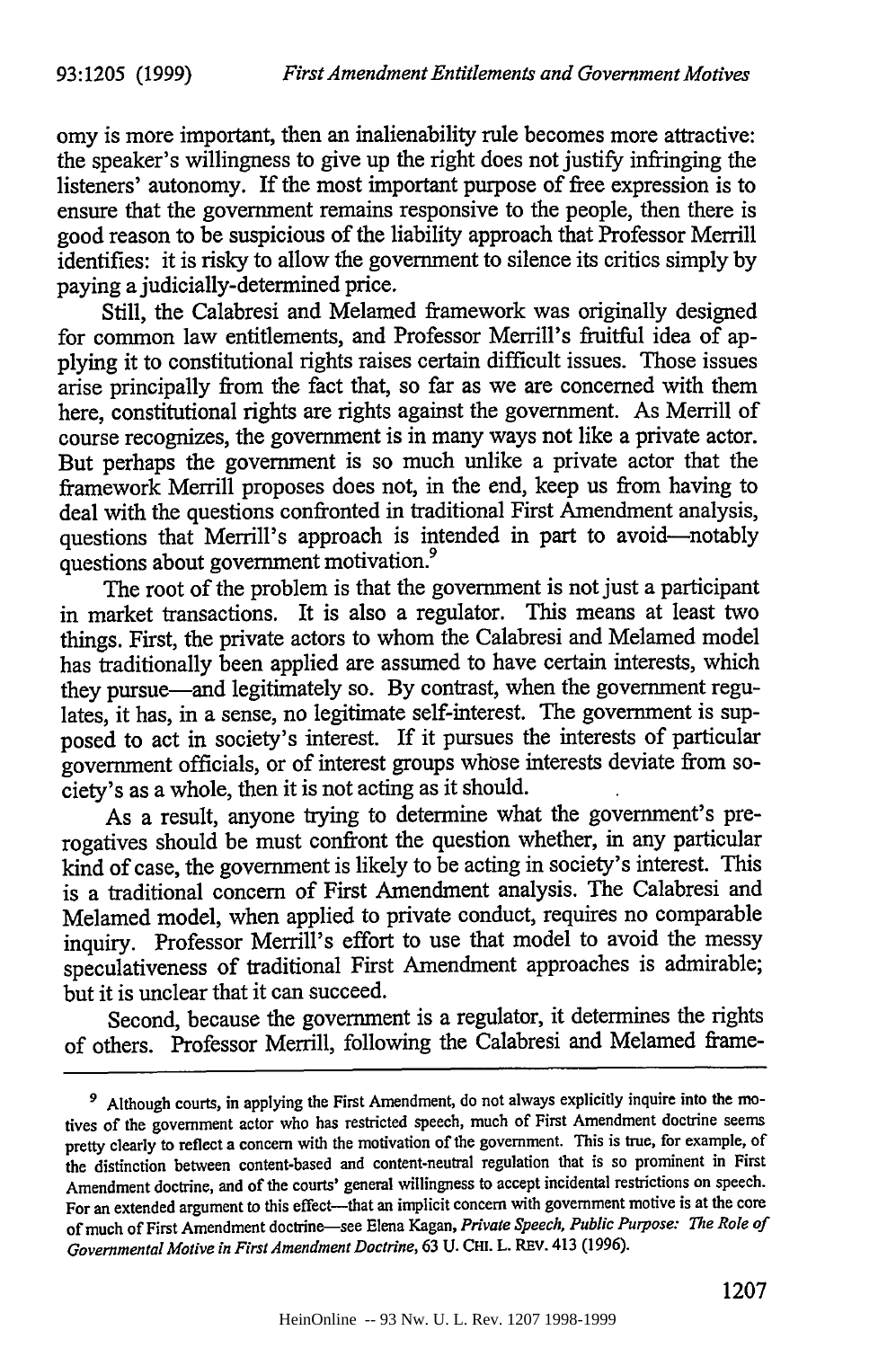omy is more important, then an inalienability rule becomes more attractive: the speaker's willingness to give up the right does not justify infringing the listeners' autonomy. If the most important purpose of free expression is to ensure that the government remains responsive to the people, then there is good reason to be suspicious of the liability approach that Professor Merrill identifies: it is risky to allow the government to silence its critics simply by paying a judicially-determined price.

Still, the Calabresi and Melamed framework was originally designed for common law entitlements, and Professor Merrill's fruitful idea of applying it to constitutional rights raises certain difficult issues. Those issues arise principally from the fact that, so far as we are concerned with them here, constitutional rights are rights against the government. As Merrill of course recognizes, the government is in many ways not like a private actor. But perhaps the government is so much unlike a private actor that the framework Merrill proposes does not, in the end, keep us from having to deal with the questions confronted in traditional First Amendment analysis, questions that Merrill's approach is intended in part to avoid—notably questions about government motivation.[9]

The root of the problem is that the government is not just a participant in market transactions. It is also a regulator. This means at least two things. First, the private actors to whom the Calabresi and Melamed model has traditionally been applied are assumed to have certain interests, which they pursue—and legitimately so. By contrast, when the government regulates, it has, in a sense, no legitimate self-interest. The government is supposed to act in society's interest. If it pursues the interests of particular government officials, or of interest groups whose interests deviate from society's as a whole, then it is not acting as it should.

As a result, anyone trying to determine what the government's prerogatives should be must confront the question whether, in any particular kind of case, the government is likely to be acting in society's interest. This is a traditional concern of First Amendment analysis. The Calabresi and Melamed model, when applied to private conduct, requires no comparable inquiry. Professor Merrill's effort to use that model to avoid the messy speculativeness of traditional First Amendment approaches is admirable; but it is unclear that it can succeed.

Second, because the government is a regulator, it determines the rights of others. Professor Merrill, following the Calabresi and Melamed frame-

---

[9] Although courts, in applying the First Amendment, do not always explicitly inquire into the motives of the government actor who has restricted speech, much of First Amendment doctrine seems pretty clearly to reflect a concern with the motivation of the government. This is true, for example, of the distinction between content-based and content-neutral regulation that is so prominent in First Amendment doctrine, and of the courts' general willingness to accept incidental restrictions on speech. For an extended argument to this effect—that an implicit concern with government motive is at the core of much of First Amendment doctrine—see Elena Kagan, *Private Speech, Public Purpose: The Role of Governmental Motive in First Amendment Doctrine*, 63 U. CHI. L. REV. 413 (1996).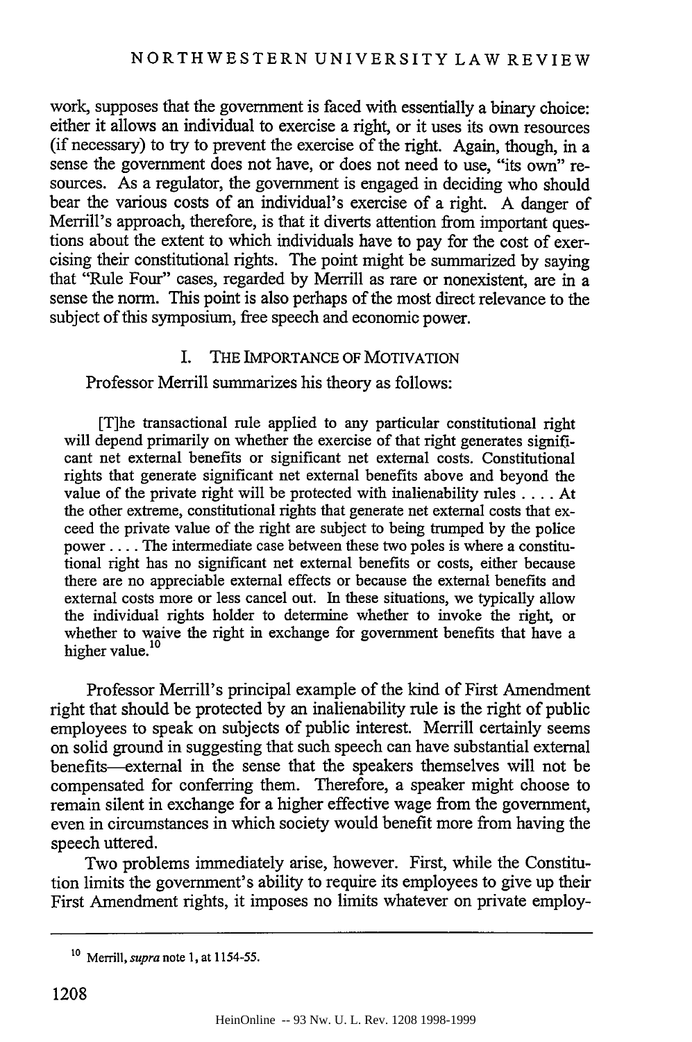work, supposes that the government is faced with essentially a binary choice: either it allows an individual to exercise a right, or it uses its own resources (if necessary) to try to prevent the exercise of the right. Again, though, in a sense the government does not have, or does not need to use, "its own" resources. As a regulator, the government is engaged in deciding who should bear the various costs of an individual's exercise of a right. A danger of Merrill's approach, therefore, is that it diverts attention from important questions about the extent to which individuals have to pay for the cost of exercising their constitutional rights. The point might be summarized by saying that "Rule Four" cases, regarded by Merrill as rare or nonexistent, are in a sense the norm. This point is also perhaps of the most direct relevance to the subject of this symposium, free speech and economic power.

## I. THE IMPORTANCE OF MOTIVATION

Professor Merrill summarizes his theory as follows:

> [T]he transactional rule applied to any particular constitutional right will depend primarily on whether the exercise of that right generates significant net external benefits or significant net external costs. Constitutional rights that generate significant net external benefits above and beyond the value of the private right will be protected with inalienability rules . . . . At the other extreme, constitutional rights that generate net external costs that exceed the private value of the right are subject to being trumped by the police power . . . . The intermediate case between these two poles is where a constitutional right has no significant net external benefits or costs, either because there are no appreciable external effects or because the external benefits and external costs more or less cancel out. In these situations, we typically allow the individual rights holder to determine whether to invoke the right, or whether to waive the right in exchange for government benefits that have a higher value.[10]

Professor Merrill's principal example of the kind of First Amendment right that should be protected by an inalienability rule is the right of public employees to speak on subjects of public interest. Merrill certainly seems on solid ground in suggesting that such speech can have substantial external benefits—external in the sense that the speakers themselves will not be compensated for conferring them. Therefore, a speaker might choose to remain silent in exchange for a higher effective wage from the government, even in circumstances in which society would benefit more from having the speech uttered.

Two problems immediately arise, however. First, while the Constitution limits the government's ability to require its employees to give up their First Amendment rights, it imposes no limits whatever on private employ-

---

[10] Merrill, *supra* note 1, at 1154-55.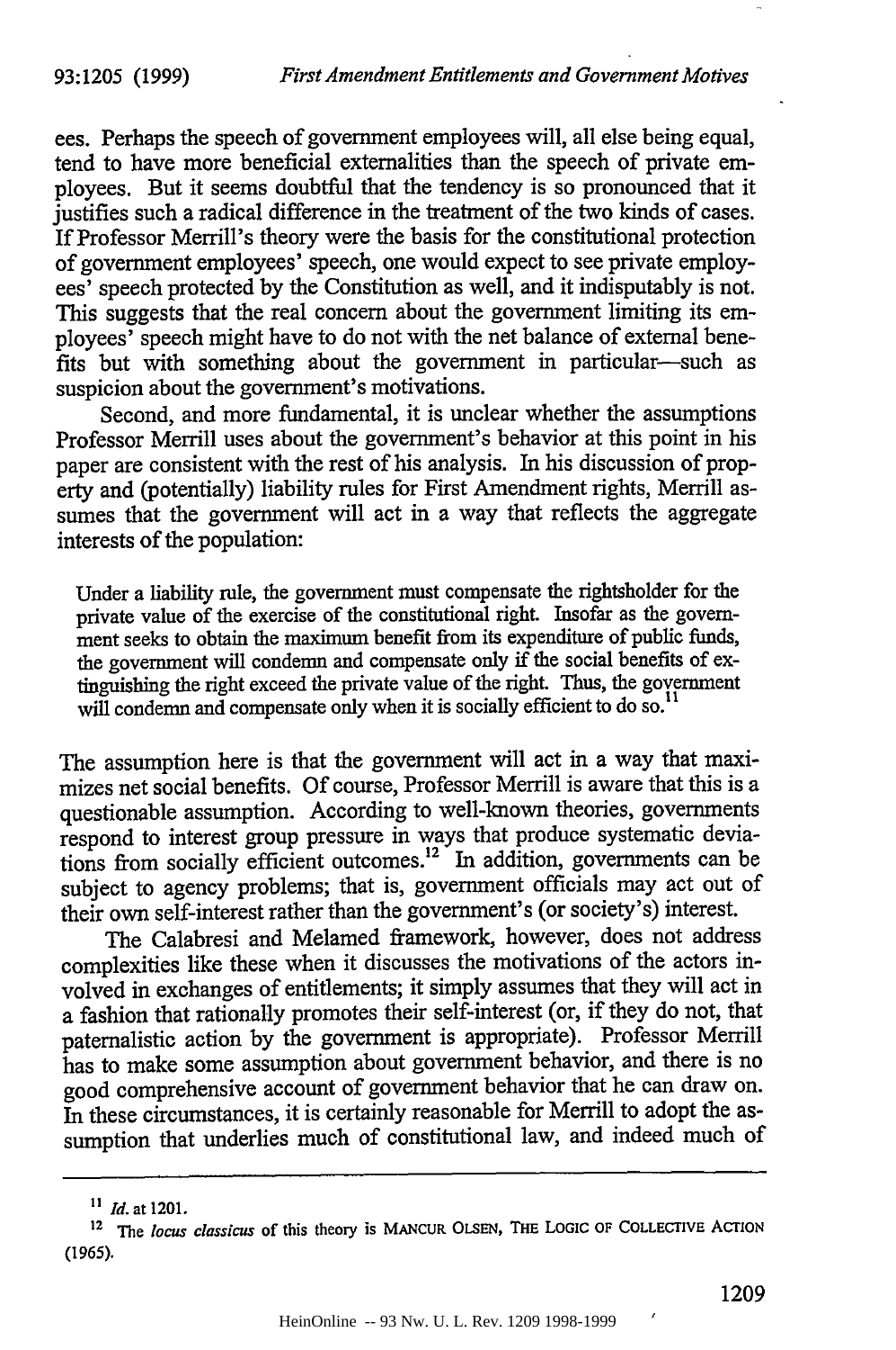ees. Perhaps the speech of government employees will, all else being equal, tend to have more beneficial externalities than the speech of private employees. But it seems doubtful that the tendency is so pronounced that it justifies such a radical difference in the treatment of the two kinds of cases. If Professor Merrill's theory were the basis for the constitutional protection of government employees' speech, one would expect to see private employees' speech protected by the Constitution as well, and it indisputably is not. This suggests that the real concern about the government limiting its employees' speech might have to do not with the net balance of external benefits but with something about the government in particular—such as suspicion about the government's motivations.

Second, and more fundamental, it is unclear whether the assumptions Professor Merrill uses about the government's behavior at this point in his paper are consistent with the rest of his analysis. In his discussion of property and (potentially) liability rules for First Amendment rights, Merrill assumes that the government will act in a way that reflects the aggregate interests of the population:

> Under a liability rule, the government must compensate the rightsholder for the private value of the exercise of the constitutional right. Insofar as the government seeks to obtain the maximum benefit from its expenditure of public funds, the government will condemn and compensate only if the social benefits of extinguishing the right exceed the private value of the right. Thus, the government will condemn and compensate only when it is socially efficient to do so.[11]

The assumption here is that the government will act in a way that maximizes net social benefits. Of course, Professor Merrill is aware that this is a questionable assumption. According to well-known theories, governments respond to interest group pressure in ways that produce systematic deviations from socially efficient outcomes.[12] In addition, governments can be subject to agency problems; that is, government officials may act out of their own self-interest rather than the government's (or society's) interest.

The Calabresi and Melamed framework, however, does not address complexities like these when it discusses the motivations of the actors involved in exchanges of entitlements; it simply assumes that they will act in a fashion that rationally promotes their self-interest (or, if they do not, that paternalistic action by the government is appropriate). Professor Merrill has to make some assumption about government behavior, and there is no good comprehensive account of government behavior that he can draw on. In these circumstances, it is certainly reasonable for Merrill to adopt the assumption that underlies much of constitutional law, and indeed much of

---

[11] *Id.* at 1201.

[12] The *locus classicus* of this theory is MANCUR OLSEN, THE LOGIC OF COLLECTIVE ACTION (1965).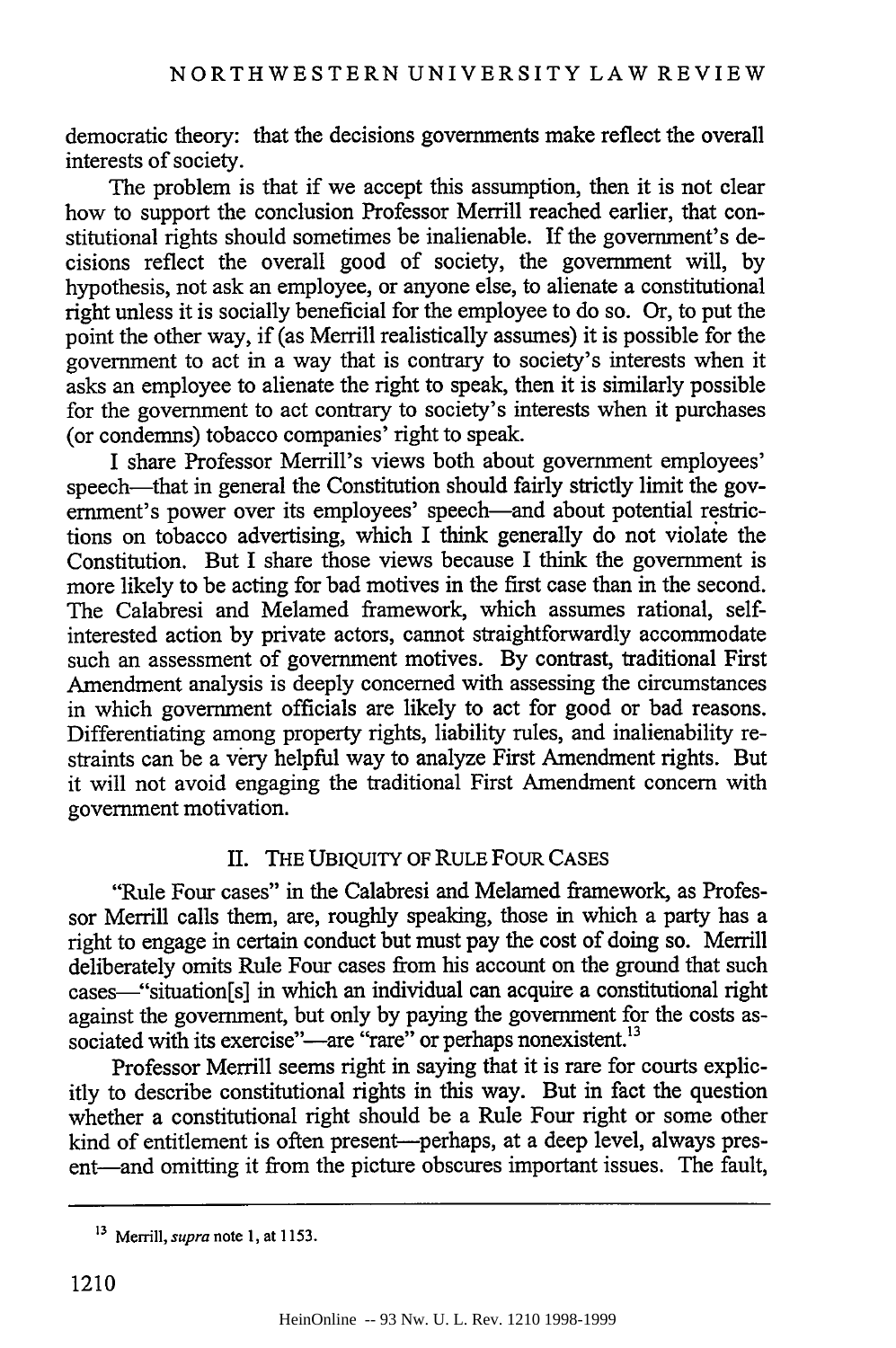democratic theory: that the decisions governments make reflect the overall interests of society.

The problem is that if we accept this assumption, then it is not clear how to support the conclusion Professor Merrill reached earlier, that constitutional rights should sometimes be inalienable. If the government's decisions reflect the overall good of society, the government will, by hypothesis, not ask an employee, or anyone else, to alienate a constitutional right unless it is socially beneficial for the employee to do so. Or, to put the point the other way, if (as Merrill realistically assumes) it is possible for the government to act in a way that is contrary to society's interests when it asks an employee to alienate the right to speak, then it is similarly possible for the government to act contrary to society's interests when it purchases (or condemns) tobacco companies' right to speak.

I share Professor Merrill's views both about government employees' speech—that in general the Constitution should fairly strictly limit the government's power over its employees' speech—and about potential restrictions on tobacco advertising, which I think generally do not violate the Constitution. But I share those views because I think the government is more likely to be acting for bad motives in the first case than in the second. The Calabresi and Melamed framework, which assumes rational, self-interested action by private actors, cannot straightforwardly accommodate such an assessment of government motives. By contrast, traditional First Amendment analysis is deeply concerned with assessing the circumstances in which government officials are likely to act for good or bad reasons. Differentiating among property rights, liability rules, and inalienability restraints can be a very helpful way to analyze First Amendment rights. But it will not avoid engaging the traditional First Amendment concern with government motivation.

## II. The Ubiquity of Rule Four Cases

"Rule Four cases" in the Calabresi and Melamed framework, as Professor Merrill calls them, are, roughly speaking, those in which a party has a right to engage in certain conduct but must pay the cost of doing so. Merrill deliberately omits Rule Four cases from his account on the ground that such cases—"situation[s] in which an individual can acquire a constitutional right against the government, but only by paying the government for the costs associated with its exercise"—are "rare" or perhaps nonexistent.[13]

Professor Merrill seems right in saying that it is rare for courts explicitly to describe constitutional rights in this way. But in fact the question whether a constitutional right should be a Rule Four right or some other kind of entitlement is often present—perhaps, at a deep level, always present—and omitting it from the picture obscures important issues. The fault,

---

[13] Merrill, *supra* note 1, at 1153.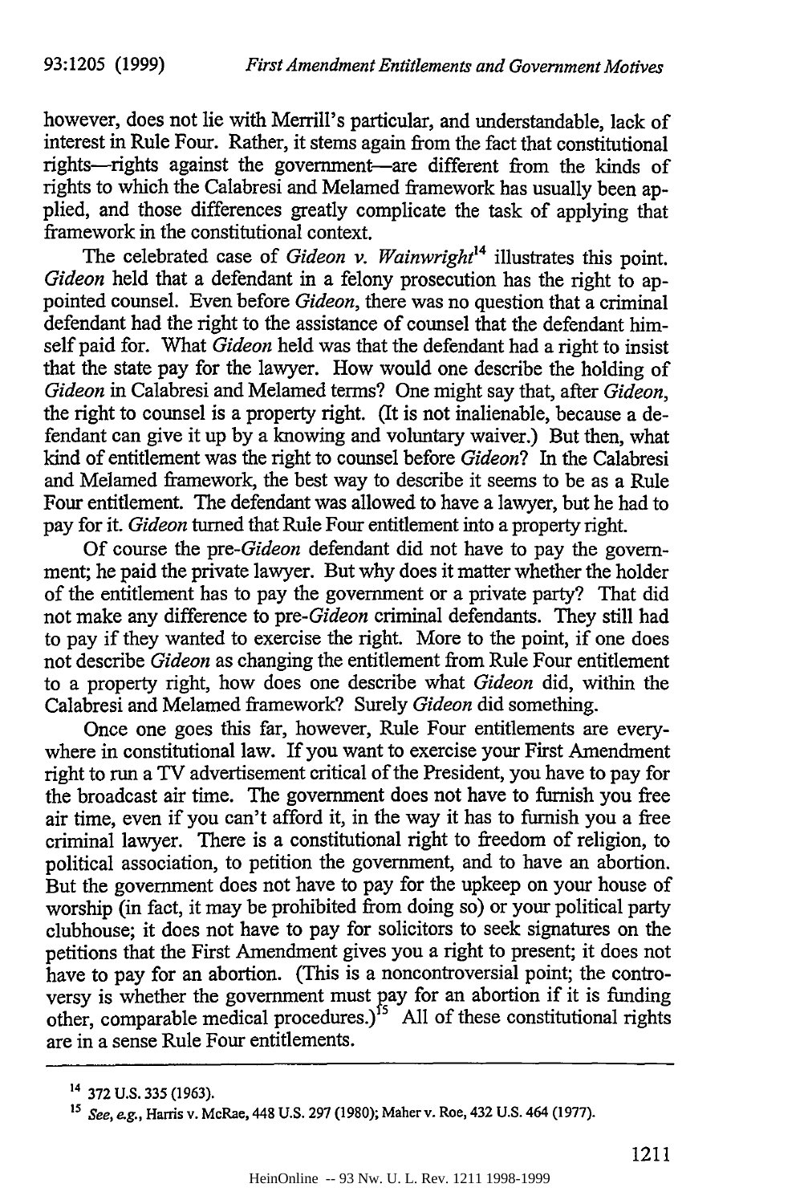however, does not lie with Merrill's particular, and understandable, lack of interest in Rule Four. Rather, it stems again from the fact that constitutional rights—rights against the government—are different from the kinds of rights to which the Calabresi and Melamed framework has usually been applied, and those differences greatly complicate the task of applying that framework in the constitutional context.

The celebrated case of *Gideon v. Wainwright*[14] illustrates this point. *Gideon* held that a defendant in a felony prosecution has the right to appointed counsel. Even before *Gideon*, there was no question that a criminal defendant had the right to the assistance of counsel that the defendant himself paid for. What *Gideon* held was that the defendant had a right to insist that the state pay for the lawyer. How would one describe the holding of *Gideon* in Calabresi and Melamed terms? One might say that, after *Gideon*, the right to counsel is a property right. (It is not inalienable, because a defendant can give it up by a knowing and voluntary waiver.) But then, what kind of entitlement was the right to counsel before *Gideon*? In the Calabresi and Melamed framework, the best way to describe it seems to be as a Rule Four entitlement. The defendant was allowed to have a lawyer, but he had to pay for it. *Gideon* turned that Rule Four entitlement into a property right.

Of course the pre-*Gideon* defendant did not have to pay the government; he paid the private lawyer. But why does it matter whether the holder of the entitlement has to pay the government or a private party? That did not make any difference to pre-*Gideon* criminal defendants. They still had to pay if they wanted to exercise the right. More to the point, if one does not describe *Gideon* as changing the entitlement from Rule Four entitlement to a property right, how does one describe what *Gideon* did, within the Calabresi and Melamed framework? Surely *Gideon* did something.

Once one goes this far, however, Rule Four entitlements are everywhere in constitutional law. If you want to exercise your First Amendment right to run a TV advertisement critical of the President, you have to pay for the broadcast air time. The government does not have to furnish you free air time, even if you can't afford it, in the way it has to furnish you a free criminal lawyer. There is a constitutional right to freedom of religion, to political association, to petition the government, and to have an abortion. But the government does not have to pay for the upkeep on your house of worship (in fact, it may be prohibited from doing so) or your political party clubhouse; it does not have to pay for solicitors to seek signatures on the petitions that the First Amendment gives you a right to present; it does not have to pay for an abortion. (This is a noncontroversial point; the controversy is whether the government must pay for an abortion if it is funding other, comparable medical procedures.)[15] All of these constitutional rights are in a sense Rule Four entitlements.

---

[14] 372 U.S. 335 (1963).

[15] *See, e.g.*, Harris v. McRae, 448 U.S. 297 (1980); Maher v. Roe, 432 U.S. 464 (1977).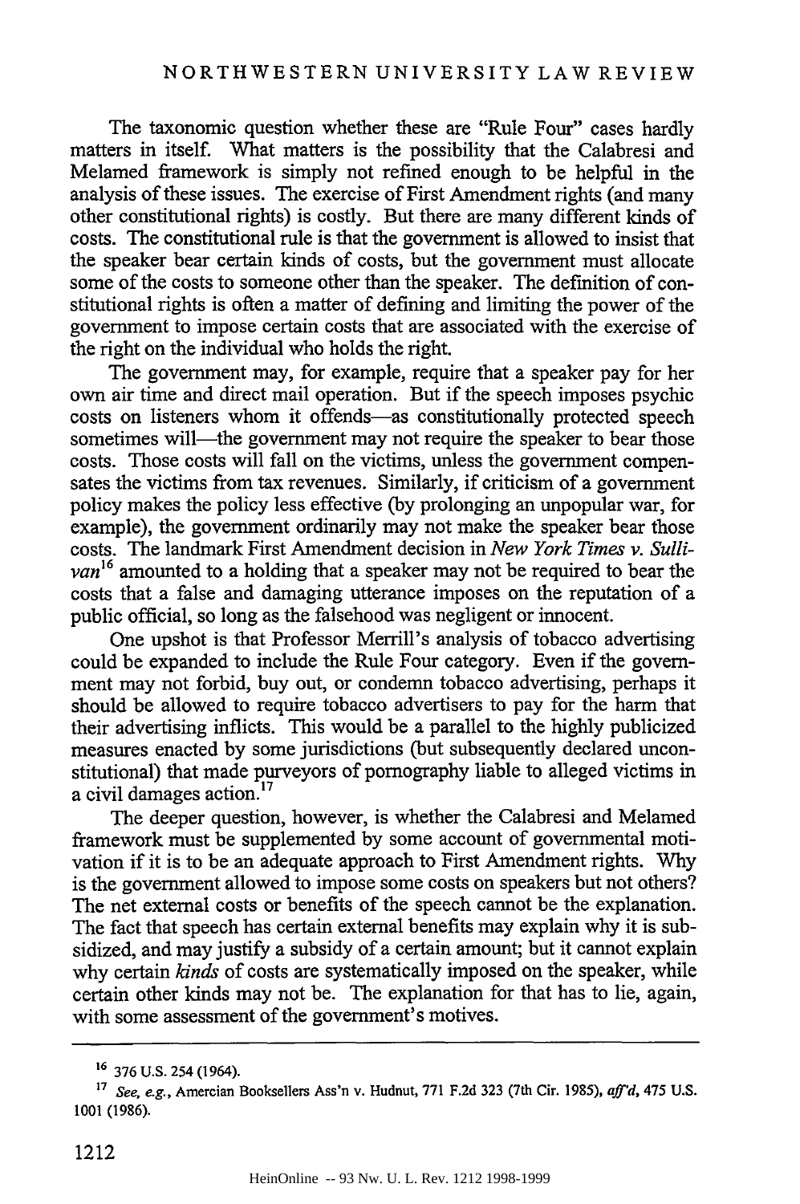The taxonomic question whether these are "Rule Four" cases hardly matters in itself. What matters is the possibility that the Calabresi and Melamed framework is simply not refined enough to be helpful in the analysis of these issues. The exercise of First Amendment rights (and many other constitutional rights) is costly. But there are many different kinds of costs. The constitutional rule is that the government is allowed to insist that the speaker bear certain kinds of costs, but the government must allocate some of the costs to someone other than the speaker. The definition of constitutional rights is often a matter of defining and limiting the power of the government to impose certain costs that are associated with the exercise of the right on the individual who holds the right.

The government may, for example, require that a speaker pay for her own air time and direct mail operation. But if the speech imposes psychic costs on listeners whom it offends—as constitutionally protected speech sometimes will—the government may not require the speaker to bear those costs. Those costs will fall on the victims, unless the government compensates the victims from tax revenues. Similarly, if criticism of a government policy makes the policy less effective (by prolonging an unpopular war, for example), the government ordinarily may not make the speaker bear those costs. The landmark First Amendment decision in *New York Times v. Sullivan*[16] amounted to a holding that a speaker may not be required to bear the costs that a false and damaging utterance imposes on the reputation of a public official, so long as the falsehood was negligent or innocent.

One upshot is that Professor Merrill's analysis of tobacco advertising could be expanded to include the Rule Four category. Even if the government may not forbid, buy out, or condemn tobacco advertising, perhaps it should be allowed to require tobacco advertisers to pay for the harm that their advertising inflicts. This would be a parallel to the highly publicized measures enacted by some jurisdictions (but subsequently declared unconstitutional) that made purveyors of pornography liable to alleged victims in a civil damages action.[17]

The deeper question, however, is whether the Calabresi and Melamed framework must be supplemented by some account of governmental motivation if it is to be an adequate approach to First Amendment rights. Why is the government allowed to impose some costs on speakers but not others? The net external costs or benefits of the speech cannot be the explanation. The fact that speech has certain external benefits may explain why it is subsidized, and may justify a subsidy of a certain amount; but it cannot explain why certain *kinds* of costs are systematically imposed on the speaker, while certain other kinds may not be. The explanation for that has to lie, again, with some assessment of the government's motives.

---

[16] 376 U.S. 254 (1964).

[17] *See, e.g.*, Amercian Booksellers Ass'n v. Hudnut, 771 F.2d 323 (7th Cir. 1985), *aff'd*, 475 U.S. 1001 (1986).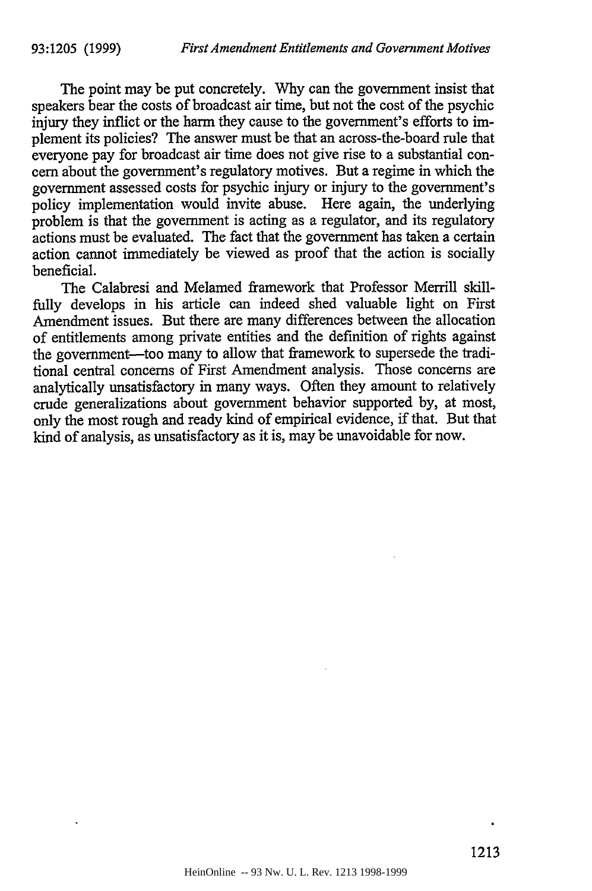The point may be put concretely. Why can the government insist that speakers bear the costs of broadcast air time, but not the cost of the psychic injury they inflict or the harm they cause to the government's efforts to implement its policies? The answer must be that an across-the-board rule that everyone pay for broadcast air time does not give rise to a substantial concern about the government's regulatory motives. But a regime in which the government assessed costs for psychic injury or injury to the government's policy implementation would invite abuse. Here again, the underlying problem is that the government is acting as a regulator, and its regulatory actions must be evaluated. The fact that the government has taken a certain action cannot immediately be viewed as proof that the action is socially beneficial.

The Calabresi and Melamed framework that Professor Merrill skillfully develops in his article can indeed shed valuable light on First Amendment issues. But there are many differences between the allocation of entitlements among private entities and the definition of rights against the government—too many to allow that framework to supersede the traditional central concerns of First Amendment analysis. Those concerns are analytically unsatisfactory in many ways. Often they amount to relatively crude generalizations about government behavior supported by, at most, only the most rough and ready kind of empirical evidence, if that. But that kind of analysis, as unsatisfactory as it is, may be unavoidable for now.